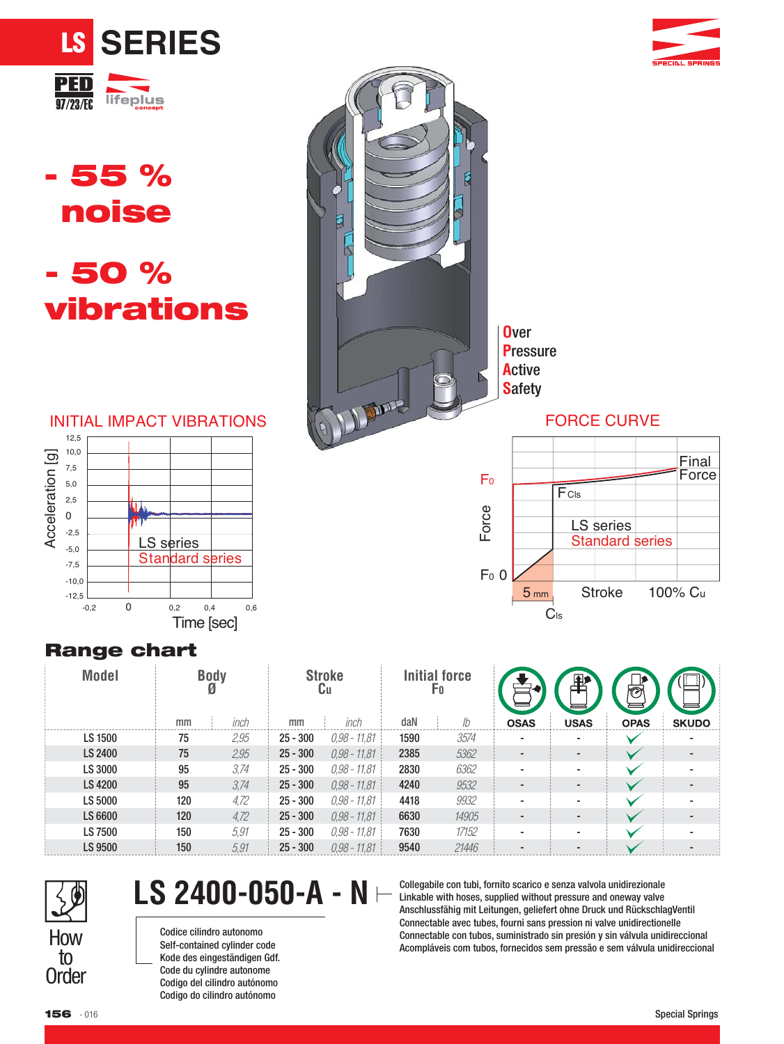# LS SERIES

PED 97/23/EC

lifeplus concept

## - 55 % noise

## - 50 % vibrations

**O**ver
**P**ressure
**A**ctive
**S**afety

### INITIAL IMPACT VIBRATIONS

Acceleration [g]

12,5
10,0
7,5
5,0
2,5
0
-2,5
-5,0
-7,5
-10,0
-12,5

-0,2
0
0,2
0,4
0,6

Time [sec]

LS series
Standard series

### FORCE CURVE

$F_0$

Final Force

$F_{Cls}$

Force

LS series
Standard series

$F_0$ 0

5 mm

Stroke

100% $C_u$

$C_{ls}$

## Range chart

| Model | Body Ø | | Stroke Cu | | Initial force Fo | | OSAS | USAS | OPAS | SKUDO |
|---|---|---|---|---|---|---|---|---|---|---|
| | mm | inch | mm | inch | daN | lb | | | | |
| LS 1500 | 75 | 2,95 | 25 - 300 | 0,98 - 11,81 | 1590 | 3574 | - | - | ✓ | - |
| LS 2400 | 75 | 2,95 | 25 - 300 | 0,98 - 11,81 | 2385 | 5362 | - | - | ✓ | - |
| LS 3000 | 95 | 3,74 | 25 - 300 | 0,98 - 11,81 | 2830 | 6362 | - | - | ✓ | - |
| LS 4200 | 95 | 3,74 | 25 - 300 | 0,98 - 11,81 | 4240 | 9532 | - | - | ✓ | - |
| LS 5000 | 120 | 4,72 | 25 - 300 | 0,98 - 11,81 | 4418 | 9932 | - | - | ✓ | - |
| LS 6600 | 120 | 4,72 | 25 - 300 | 0,98 - 11,81 | 6630 | 14905 | - | - | ✓ | - |
| LS 7500 | 150 | 5,91 | 25 - 300 | 0,98 - 11,81 | 7630 | 17152 | - | - | ✓ | - |
| LS 9500 | 150 | 5,91 | 25 - 300 | 0,98 - 11,81 | 9540 | 21446 | - | - | ✓ | - |

## How to Order

# LS 2400-050-A - N

Codice cilindro autonomo
Self-contained cylinder code
Kode des eingeständigen Gdf.
Code du cylindre autonome
Codigo del cilindro autónomo
Codigo do cilindro autónomo

Collegabile con tubi, fornito scarico e senza valvola unidirezionale
Linkable with hoses, supplied without pressure and oneway valve
Anschlussfähig mit Leitungen, geliefert ohne Druck und RückschlagVentil
Connectable avec tubes, fourni sans pression ni valve unidirectionelle
Connectable con tubos, suministrado sin presión y sin válvula unidireccional
Acopláveis com tubos, fornecidos sem pressão e sem válvula unidireccional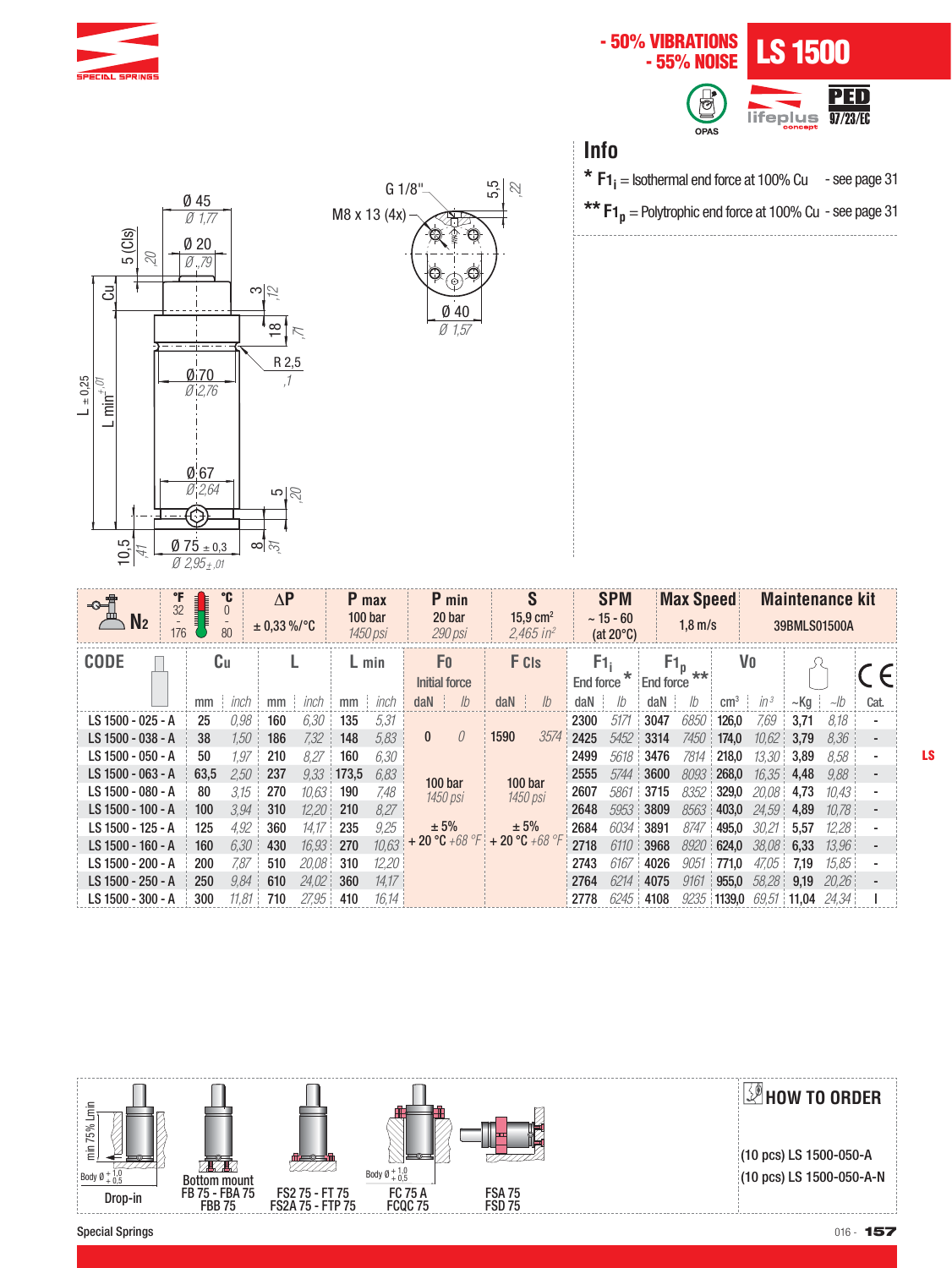- 50% VIBRATIONS
- 55% NOISE

# LS 1500

OPAS | lifeplus concept | PED 97/23/EC

## Info

** F1$_i$** = Isothermal end force at 100% Cu - see page 31

** F1$_p$** = Polytrophic end force at 100% Cu - see page 31

Ø 45 / Ø 1,77
Ø 20 / Ø ,79
5 (Cls) / ,20
Cu
3 / ,12
18 / ,71
R 2,5 / ,1
Ø 70 / Ø 2,76
Ø 67 / Ø 2,64
5 / ,20
L ± 0,25
L min +,01
10,5 / ,41
Ø 75 ± 0,3 / Ø 2,95 ±,01
8 / ,31
G 1/8"
M8 x 13 (4x)
5,5 / ,22
Ø 40 / Ø 1,57

| N2 | °F 32 - 176 / °C 0 - 80 | ΔP | P max | P min | S | SPM | Max Speed | Maintenance kit |
|---|---|---|---|---|---|---|---|---|
| | | ± 0,33 %/°C | 100 bar / 1450 psi | 20 bar / 290 psi | 15,9 cm² / 2,465 in² | ~ 15 - 60 (at 20°C) | 1,8 m/s | 39BMLS01500A |

| CODE | Cu mm | Cu inch | L mm | L inch | L min mm | L min inch | F0 Initial force daN | F0 lb | F Cls daN | F Cls lb | F1$_i$ End force * daN | F1$_i$ lb | F1$_p$ End force ** daN | F1$_p$ lb | V0 cm³ | V0 in³ | ~Kg | ~lb | CE Cat. |
|---|---|---|---|---|---|---|---|---|---|---|---|---|---|---|---|---|---|---|---|
| LS 1500 - 025 - A | 25 | 0,98 | 160 | 6,30 | 135 | 5,31 | 0 | 0 | 1590 | 3574 | 2300 | 5171 | 3047 | 6850 | 126,0 | 7,69 | 3,71 | 8,18 | - |
| LS 1500 - 038 - A | 38 | 1,50 | 186 | 7,32 | 148 | 5,83 | | | | | 2425 | 5452 | 3314 | 7450 | 174,0 | 10,62 | 3,79 | 8,36 | - |
| LS 1500 - 050 - A | 50 | 1,97 | 210 | 8,27 | 160 | 6,30 | | | | | 2499 | 5618 | 3476 | 7814 | 218,0 | 13,30 | 3,89 | 8,58 | - |
| LS 1500 - 063 - A | 63,5 | 2,50 | 237 | 9,33 | 173,5 | 6,83 | 100 bar | 1450 psi | 100 bar | 1450 psi | 2555 | 5744 | 3600 | 8093 | 268,0 | 16,35 | 4,48 | 9,88 | - |
| LS 1500 - 080 - A | 80 | 3,15 | 270 | 10,63 | 190 | 7,48 | | | | | 2607 | 5861 | 3715 | 8352 | 329,0 | 20,08 | 4,73 | 10,43 | - |
| LS 1500 - 100 - A | 100 | 3,94 | 310 | 12,20 | 210 | 8,27 | | | | | 2648 | 5953 | 3809 | 8563 | 403,0 | 24,59 | 4,89 | 10,78 | - |
| LS 1500 - 125 - A | 125 | 4,92 | 360 | 14,17 | 235 | 9,25 | ± 5% | | ± 5% | | 2684 | 6034 | 3891 | 8747 | 495,0 | 30,21 | 5,57 | 12,28 | - |
| LS 1500 - 160 - A | 160 | 6,30 | 430 | 16,93 | 270 | 10,63 | + 20 °C | +68 °F | + 20 °C | +68 °F | 2718 | 6110 | 3968 | 8920 | 624,0 | 38,08 | 6,33 | 13,96 | - |
| LS 1500 - 200 - A | 200 | 7,87 | 510 | 20,08 | 310 | 12,20 | | | | | 2743 | 6167 | 4026 | 9051 | 771,0 | 47,05 | 7,19 | 15,85 | - |
| LS 1500 - 250 - A | 250 | 9,84 | 610 | 24,02 | 360 | 14,17 | | | | | 2764 | 6214 | 4075 | 9161 | 955,0 | 58,28 | 9,19 | 20,26 | - |
| LS 1500 - 300 - A | 300 | 11,81 | 710 | 27,95 | 410 | 16,14 | | | | | 2778 | 6245 | 4108 | 9235 | 1139,0 | 69,51 | 11,04 | 24,34 | I |

LS

min 75% Lmin
Body Ø +1,0 / +0,5
Drop-in

Bottom mount
FB 75 - FBA 75
FBB 75

FS2 75 - FT 75
FS2A 75 - FTP 75

Body Ø +1,0 / +0,5
FC 75 A
FCQC 75

FSA 75
FSD 75

### HOW TO ORDER

(10 pcs) LS 1500-050-A
(10 pcs) LS 1500-050-A-N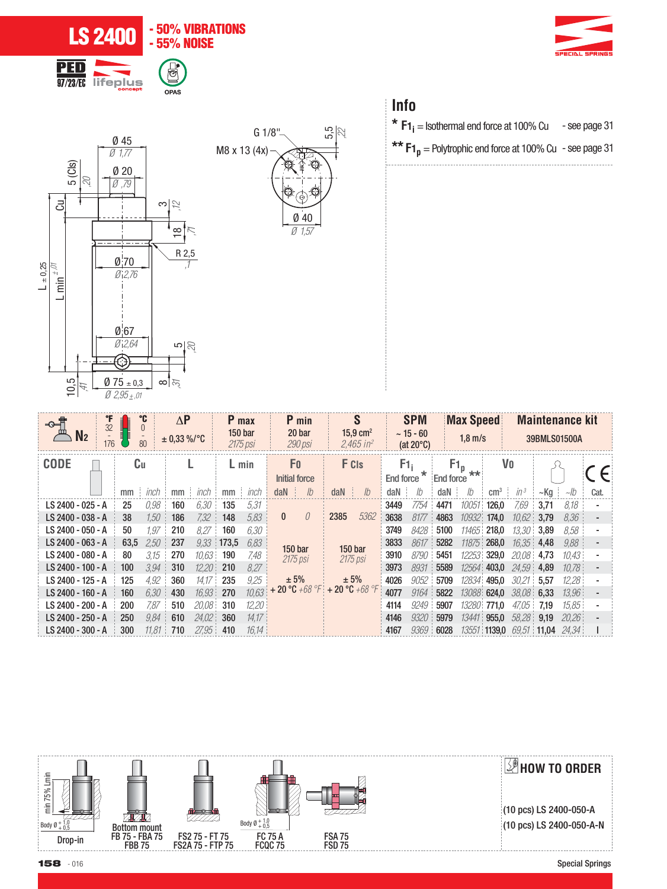# LS 2400

**- 50% VIBRATIONS**
**- 55% NOISE**

PED 97/23/EC — lifeplus concept — OPAS

Ø 45 / Ø 1,77
Ø 20 / Ø ,79
5 (Cls) / ,20
Cu
3 / ,12
18 / ,71
R 2,5 / ,1
Ø 70 / Ø 2,76
L ± 0,25 / ±,01
L min
Ø 67 / Ø 2,64
5 / ,20
10,5 / ,41
Ø 75 ± 0,3 / Ø 2,95 ±,01
8 / ,31

G 1/8"
5,5 / ,22
M8 x 13 (4x)
Ø 40 / Ø 1,57

## Info

\* $F1_i$ = Isothermal end force at 100% Cu - see page 31

\*\* $F1_p$ = Polytrophic end force at 100% Cu - see page 31

| $N_2$ | °F 32 - 176 / °C 0 - 80 | ΔP | P max | P min | S | SPM | Max Speed | Maintenance kit |
|---|---|---|---|---|---|---|---|---|
| | | ± 0,33 %/°C | 150 bar *2175 psi* | 20 bar *290 psi* | 15,9 cm² *2,465 in²* | ~ 15 - 60 (at 20°C) | 1,8 m/s | 39BMLS01500A |

| CODE | Cu mm | Cu inch | L mm | L inch | L min mm | L min inch | F0 Initial force daN | F0 lb | F Cls daN | F Cls lb | $F1_i$ End force * daN | $F1_i$ lb | $F1_p$ End force ** daN | $F1_p$ lb | V0 cm³ | V0 in³ | ~Kg | ~lb | Cat. |
|---|---|---|---|---|---|---|---|---|---|---|---|---|---|---|---|---|---|---|---|
| LS 2400 - 025 - A | 25 | *0,98* | 160 | *6,30* | 135 | *5,31* | 0 | *0* | 2385 | *5362* | 3449 | *7754* | 4471 | *10051* | 126,0 | *7,69* | 3,71 | *8,18* | - |
| LS 2400 - 038 - A | 38 | *1,50* | 186 | *7,32* | 148 | *5,83* | | | | | 3638 | *8177* | 4863 | *10932* | 174,0 | *10,62* | 3,79 | *8,36* | - |
| LS 2400 - 050 - A | 50 | *1,97* | 210 | *8,27* | 160 | *6,30* | | | | | 3749 | *8428* | 5100 | *11465* | 218,0 | *13,30* | 3,89 | *8,58* | - |
| LS 2400 - 063 - A | 63,5 | *2,50* | 237 | *9,33* | 173,5 | *6,83* | 150 bar | *2175 psi* | 150 bar | *2175 psi* | 3833 | *8617* | 5282 | *11875* | 268,0 | *16,35* | 4,48 | *9,88* | - |
| LS 2400 - 080 - A | 80 | *3,15* | 270 | *10,63* | 190 | *7,48* | | | | | 3910 | *8790* | 5451 | *12253* | 329,0 | *20,08* | 4,73 | *10,43* | - |
| LS 2400 - 100 - A | 100 | *3,94* | 310 | *12,20* | 210 | *8,27* | ± 5% | | ± 5% | | 3973 | *8931* | 5589 | *12564* | 403,0 | *24,59* | 4,89 | *10,78* | - |
| LS 2400 - 125 - A | 125 | *4,92* | 360 | *14,17* | 235 | *9,25* | + 20 °C | *+68 °F* | + 20 °C | *+68 °F* | 4026 | *9052* | 5709 | *12834* | 495,0 | *30,21* | 5,57 | *12,28* | - |
| LS 2400 - 160 - A | 160 | *6,30* | 430 | *16,93* | 270 | *10,63* | | | | | 4077 | *9164* | 5822 | *13088* | 624,0 | *38,08* | 6,33 | *13,96* | - |
| LS 2400 - 200 - A | 200 | *7,87* | 510 | *20,08* | 310 | *12,20* | | | | | 4114 | *9249* | 5907 | *13280* | 771,0 | *47,05* | 7,19 | *15,85* | - |
| LS 2400 - 250 - A | 250 | *9,84* | 610 | *24,02* | 360 | *14,17* | | | | | 4146 | *9320* | 5979 | *13441* | 955,0 | *58,28* | 9,19 | *20,26* | - |
| LS 2400 - 300 - A | 300 | *11,81* | 710 | *27,95* | 410 | *16,14* | | | | | 4167 | *9369* | 6028 | *13551* | 1139,0 | *69,51* | 11,04 | *24,34* | I |

min 75% Lmin
Body Ø +1,0 / +0,5
Drop-in

Bottom mount
FB 75 - FBA 75
FBB 75

FS2 75 - FT 75
FS2A 75 - FTP 75

Body Ø +1,0 / +0,5
FC 75 A
FCQC 75

FSA 75
FSD 75

## HOW TO ORDER

(10 pcs) LS 2400-050-A

(10 pcs) LS 2400-050-A-N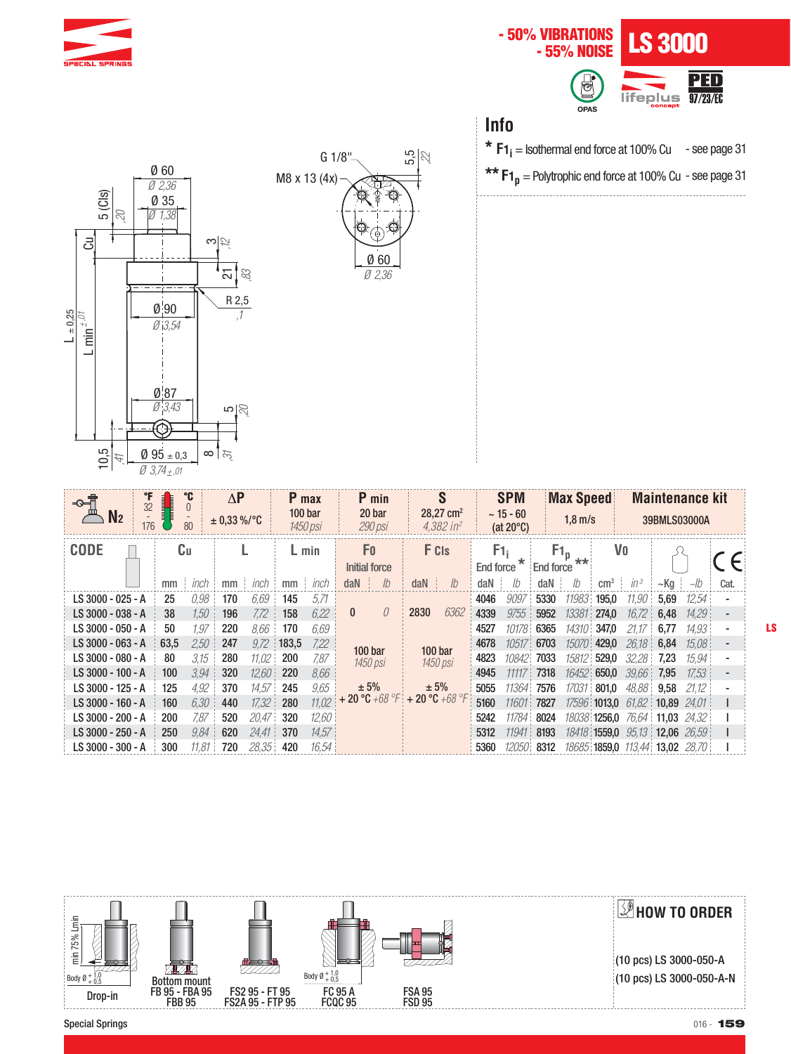# LS 3000

- 50% VIBRATIONS
- 55% NOISE

OPAS · lifeplus concept · PED 97/23/EC

## Info

\* $F1_i$ = Isothermal end force at 100% Cu - see page 31

\*\* $F1_p$ = Polytrophic end force at 100% Cu - see page 31

G 1/8"
M8 x 13 (4x)
5,5 ,22
Ø 60 Ø 2,36
Ø 60 Ø 2,36
Ø 35 Ø 1,38
5 (Cls) ,20
Cu
3 ,12
21 ,83
R 2,5 ,1
Ø 90 Ø 3,54
L ± 0,25
L min ± ,01
Ø 87 Ø 3,43
5 ,20
10,5 ,41
Ø 95 ± 0,3 Ø 3,74 ± ,01
8 ,31

| $N_2$ | °F 32 - 176 / °C 0 - 80 | ΔP | P max | P min | S | SPM | Max Speed | Maintenance kit |
|---|---|---|---|---|---|---|---|---|
| | | ± 0,33 %/°C | 100 bar 1450 psi | 20 bar 290 psi | 28,27 cm² 4,382 in² | ~ 15 - 60 (at 20°C) | 1,8 m/s | 39BMLS03000A |

| CODE | Cu mm | Cu inch | L mm | L inch | L min mm | L min inch | F0 Initial force daN | F0 lb | F Cls daN | F Cls lb | $F1_i$ End force * daN | $F1_i$ lb | $F1_p$ End force ** daN | $F1_p$ lb | V0 cm³ | V0 in³ | ~Kg | ~lb | CE Cat. |
|---|---|---|---|---|---|---|---|---|---|---|---|---|---|---|---|---|---|---|---|
| LS 3000 - 025 - A | 25 | 0,98 | 170 | 6,69 | 145 | 5,71 | 0 | 0 | 2830 | 6362 | 4046 | 9097 | 5330 | 11983 | 195,0 | 11,90 | 5,69 | 12,54 | - |
| LS 3000 - 038 - A | 38 | 1,50 | 196 | 7,72 | 158 | 6,22 | | | | | 4339 | 9755 | 5952 | 13381 | 274,0 | 16,72 | 6,48 | 14,29 | - |
| LS 3000 - 050 - A | 50 | 1,97 | 220 | 8,66 | 170 | 6,69 | | | | | 4527 | 10178 | 6365 | 14310 | 347,0 | 21,17 | 6,77 | 14,93 | - |
| LS 3000 - 063 - A | 63,5 | 2,50 | 247 | 9,72 | 183,5 | 7,22 | 100 bar 1450 psi | | 100 bar 1450 psi | | 4678 | 10517 | 6703 | 15070 | 429,0 | 26,18 | 6,84 | 15,08 | - |
| LS 3000 - 080 - A | 80 | 3,15 | 280 | 11,02 | 200 | 7,87 | | | | | 4823 | 10842 | 7033 | 15812 | 529,0 | 32,28 | 7,23 | 15,94 | - |
| LS 3000 - 100 - A | 100 | 3,94 | 320 | 12,60 | 220 | 8,66 | | | | | 4945 | 11117 | 7318 | 16452 | 650,0 | 39,66 | 7,95 | 17,53 | - |
| LS 3000 - 125 - A | 125 | 4,92 | 370 | 14,57 | 245 | 9,65 | ± 5% | | ± 5% | | 5055 | 11364 | 7576 | 17031 | 801,0 | 48,88 | 9,58 | 21,12 | - |
| LS 3000 - 160 - A | 160 | 6,30 | 440 | 17,32 | 280 | 11,02 | + 20 °C +68 °F | | + 20 °C +68 °F | | 5160 | 11601 | 7827 | 17596 | 1013,0 | 61,82 | 10,89 | 24,01 | I |
| LS 3000 - 200 - A | 200 | 7,87 | 520 | 20,47 | 320 | 12,60 | | | | | 5242 | 11784 | 8024 | 18038 | 1256,0 | 76,64 | 11,03 | 24,32 | I |
| LS 3000 - 250 - A | 250 | 9,84 | 620 | 24,41 | 370 | 14,57 | | | | | 5312 | 11941 | 8193 | 18418 | 1559,0 | 95,13 | 12,06 | 26,59 | I |
| LS 3000 - 300 - A | 300 | 11,81 | 720 | 28,35 | 420 | 16,54 | | | | | 5360 | 12050 | 8312 | 18685 | 1859,0 | 113,44 | 13,02 | 28,70 | I |

LS

min 75% Lmin
Body Ø +1,0 +0,5
Drop-in

Bottom mount
FB 95 - FBA 95
FBB 95

FS2 95 - FT 95
FS2A 95 - FTP 95

Body Ø +1,0 +0,5
FC 95 A
FCQC 95

FSA 95
FSD 95

### HOW TO ORDER

(10 pcs) LS 3000-050-A
(10 pcs) LS 3000-050-A-N

Special Springs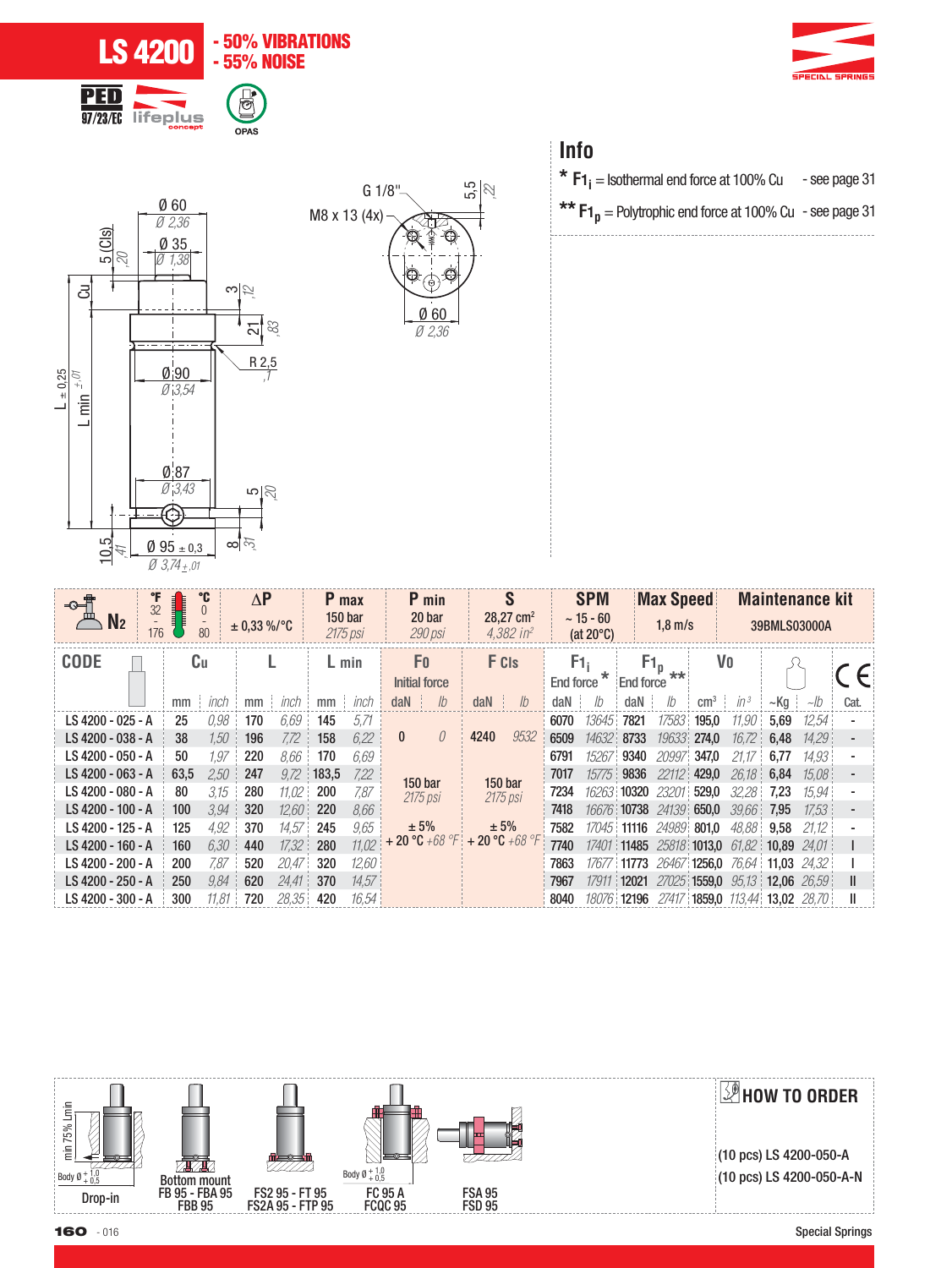# LS 4200

- 50% VIBRATIONS
- 55% NOISE

PED 97/23/EC · lifeplus concept · OPAS

## Info

\* $F1_i$ = Isothermal end force at 100% Cu - see page 31

\*\* $F1_p$ = Polytrophic end force at 100% Cu - see page 31

Ø 60 / Ø 2,36 · Ø 35 / Ø 1,38 · 5 (Cls) / ,20 · Cu · 3 / ,12 · 21 / ,83 · R 2,5 / ,1 · Ø 90 / Ø 3,54 · Ø 87 / Ø 3,43 · 5 / ,20 · 8 / ,31 · 10,5 / ,41 · Ø 95 ± 0,3 / Ø 3,74 ± ,01 · L ± 0,25 · L min ± ,01

G 1/8" · M8 x 13 (4x) · 5,5 / ,22 · Ø 60 / Ø 2,36

| $N_2$ | °F 32 - 176 / °C 0 - 80 | ΔP | P max | P min | S | SPM | Max Speed | Maintenance kit |
|---|---|---|---|---|---|---|---|---|
| | | ± 0,33 %/°C | 150 bar 2175 psi | 20 bar 290 psi | 28,27 cm² 4,382 in² | ~ 15 - 60 (at 20°C) | 1,8 m/s | 39BMLS03000A |

| CODE | Cu mm | Cu inch | L mm | L inch | L min mm | L min inch | F0 Initial force daN | F0 lb | F Cls daN | F Cls lb | $F1_i$ End force \* daN | $F1_i$ lb | $F1_p$ End force \*\* daN | $F1_p$ lb | V0 cm³ | V0 in³ | ~Kg | ~lb | Cat. |
|---|---|---|---|---|---|---|---|---|---|---|---|---|---|---|---|---|---|---|---|
| LS 4200 - 025 - A | 25 | 0,98 | 170 | 6,69 | 145 | 5,71 | 0 | 0 | 4240 | 9532 | 6070 | 13645 | 7821 | 17583 | 195,0 | 11,90 | 5,69 | 12,54 | - |
| LS 4200 - 038 - A | 38 | 1,50 | 196 | 7,72 | 158 | 6,22 | | | | | 6509 | 14632 | 8733 | 19633 | 274,0 | 16,72 | 6,48 | 14,29 | - |
| LS 4200 - 050 - A | 50 | 1,97 | 220 | 8,66 | 170 | 6,69 | | | | | 6791 | 15267 | 9340 | 20997 | 347,0 | 21,17 | 6,77 | 14,93 | - |
| LS 4200 - 063 - A | 63,5 | 2,50 | 247 | 9,72 | 183,5 | 7,22 | 150 bar | 2175 psi | 150 bar | 2175 psi | 7017 | 15775 | 9836 | 22112 | 429,0 | 26,18 | 6,84 | 15,08 | - |
| LS 4200 - 080 - A | 80 | 3,15 | 280 | 11,02 | 200 | 7,87 | | | | | 7234 | 16263 | 10320 | 23201 | 529,0 | 32,28 | 7,23 | 15,94 | - |
| LS 4200 - 100 - A | 100 | 3,94 | 320 | 12,60 | 220 | 8,66 | ± 5% | | ± 5% | | 7418 | 16676 | 10738 | 24139 | 650,0 | 39,66 | 7,95 | 17,53 | - |
| LS 4200 - 125 - A | 125 | 4,92 | 370 | 14,57 | 245 | 9,65 | + 20 °C | +68 °F | + 20 °C | +68 °F | 7582 | 17045 | 11116 | 24989 | 801,0 | 48,88 | 9,58 | 21,12 | - |
| LS 4200 - 160 - A | 160 | 6,30 | 440 | 17,32 | 280 | 11,02 | | | | | 7740 | 17401 | 11485 | 25818 | 1013,0 | 61,82 | 10,89 | 24,01 | I |
| LS 4200 - 200 - A | 200 | 7,87 | 520 | 20,47 | 320 | 12,60 | | | | | 7863 | 17677 | 11773 | 26467 | 1256,0 | 76,64 | 11,03 | 24,32 | I |
| LS 4200 - 250 - A | 250 | 9,84 | 620 | 24,41 | 370 | 14,57 | | | | | 7967 | 17911 | 12021 | 27025 | 1559,0 | 95,13 | 12,06 | 26,59 | II |
| LS 4200 - 300 - A | 300 | 11,81 | 720 | 28,35 | 420 | 16,54 | | | | | 8040 | 18076 | 12196 | 27417 | 1859,0 | 113,44 | 13,02 | 28,70 | II |

min 75% Lmin · Body Ø +1,0 / +0,5 · Drop-in

Bottom mount FB 95 - FBA 95 FBB 95

FS2 95 - FT 95 FS2A 95 - FTP 95

Body Ø +1,0 / +0,5 · FC 95 A FCQC 95

FSA 95 FSD 95

## HOW TO ORDER

(10 pcs) LS 4200-050-A

(10 pcs) LS 4200-050-A-N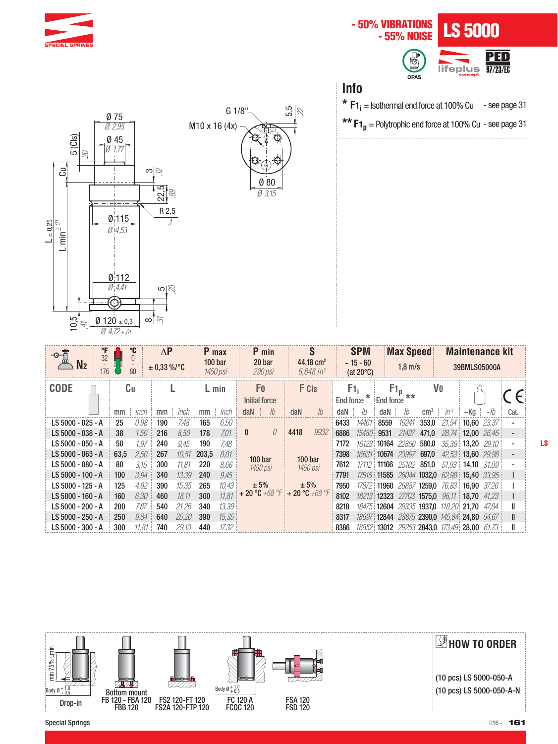# LS 5000

- 50% VIBRATIONS
- 55% NOISE

OPAS · lifeplus concept · PED 97/23/EC

## Info

**$^*$ $F1_i$** = Isothermal end force at 100% Cu - see page 31

**$^{**}$ $F1_p$** = Polytrophic end force at 100% Cu - see page 31

| $N_2$ | °F 32 - 176 / °C 0 - 80 | ΔP ± 0,33 %/°C | P max 100 bar *1450 psi* | P min 20 bar *290 psi* | S 44,18 cm² *6,848 in²* | SPM ~ 15 - 60 (at 20°C) | Max Speed 1,8 m/s | Maintenance kit 39BMLS05000A |
|---|---|---|---|---|---|---|---|---|

| CODE | Cu mm | Cu inch | L mm | L inch | L min mm | L min inch | F0 Initial force daN | F0 lb | F Cls daN | F Cls lb | $F1_i$ End force * daN | $F1_i$ lb | $F1_p$ End force ** daN | $F1_p$ lb | V0 cm³ | V0 in³ | ~Kg | ~lb | CE Cat. |
|---|---|---|---|---|---|---|---|---|---|---|---|---|---|---|---|---|---|---|---|
| LS 5000 - 025 - A | 25 | *0,98* | 190 | *7,48* | 165 | *6,50* | 0 | *0* | 4418 | *9932* | 6433 | *14461* | 8559 | *19241* | 353,0 | *21,54* | 10,60 | *23,37* | - |
| LS 5000 - 038 - A | 38 | *1,50* | 216 | *8,50* | 178 | *7,01* | | | | | 6886 | *15480* | 9531 | *21427* | 471,0 | *28,74* | 12,00 | *26,46* | - |
| LS 5000 - 050 - A | 50 | *1,97* | 240 | *9,45* | 190 | *7,48* | | | | | 7172 | *16123* | 10164 | *22850* | 580,0 | *35,39* | 13,20 | *29,10* | - |
| LS 5000 - 063 - A | 63,5 | *2,50* | 267 | *10,51* | 203,5 | *8,01* | | | | | 7398 | *16631* | 10674 | *23997* | 697,0 | *42,53* | 13,60 | *29,98* | - |
| LS 5000 - 080 - A | 80 | *3,15* | 300 | *11,81* | 220 | *8,66* | 100 bar | *1450 psi* | 100 bar | *1450 psi* | 7612 | *17112* | 11166 | *25102* | 851,0 | *51,93* | 14,10 | *31,09* | - |
| LS 5000 - 100 - A | 100 | *3,94* | 340 | *13,39* | 240 | *9,45* | | | | | 7791 | *17515* | 11585 | *26044* | 1032,0 | *62,98* | 15,40 | *33,95* | I |
| LS 5000 - 125 - A | 125 | *4,92* | 390 | *15,35* | 265 | *10,43* | ± 5% | | ± 5% | | 7950 | *17872* | 11960 | *26887* | 1259,0 | *76,83* | 16,90 | *37,26* | I |
| LS 5000 - 160 - A | 160 | *6,30* | 460 | *18,11* | 300 | *11,81* | + 20 °C | *+68 °F* | + 20 °C | *+68 °F* | 8102 | *18213* | 12323 | *27703* | 1575,0 | *96,11* | 18,70 | *41,23* | I |
| LS 5000 - 200 - A | 200 | *7,87* | 540 | *21,26* | 340 | *13,39* | | | | | 8218 | *18475* | 12604 | *28335* | 1937,0 | *118,20* | 21,70 | *47,84* | II |
| LS 5000 - 250 - A | 250 | *9,84* | 640 | *25,20* | 390 | *15,35* | | | | | 8317 | *18697* | 12844 | *28875* | 2390,0 | *145,84* | 24,80 | *54,67* | II |
| LS 5000 - 300 - A | 300 | *11,81* | 740 | *29,13* | 440 | *17,32* | | | | | 8386 | *18852* | 13012 | *29253* | 2843,0 | *173,49* | 28,00 | *61,73* | II |

Drop-in · Bottom mount FB 120 - FBA 120 FBB 120 · FS2 120-FT 120 FS2A 120-FTP 120 · FC 120 A FCQC 120 · FSA 120 FSD 120

## HOW TO ORDER

(10 pcs) LS 5000-050-A

(10 pcs) LS 5000-050-A-N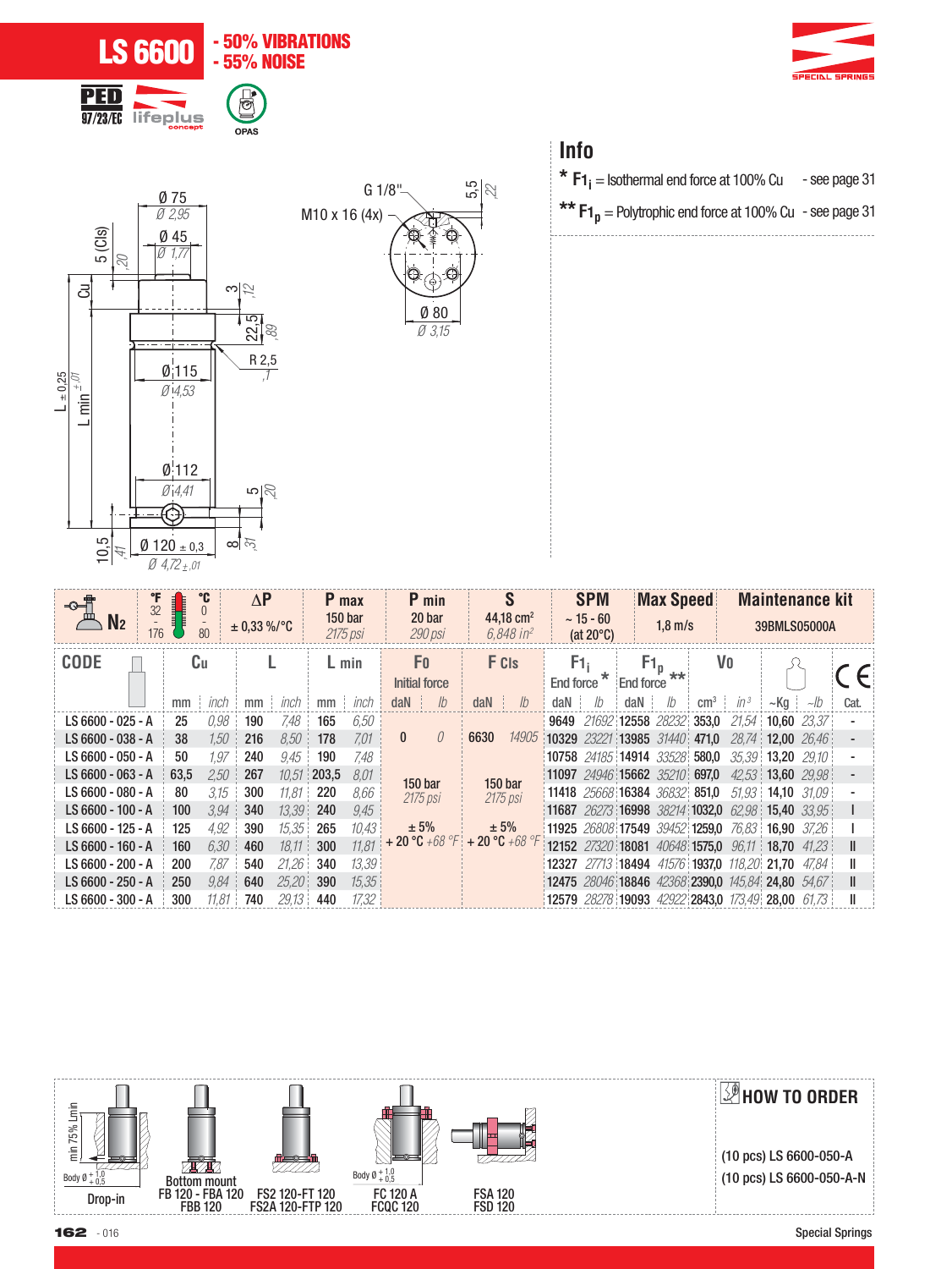# LS 6600

- 50% VIBRATIONS
- 55% NOISE

PED 97/23/EC · lifeplus concept · OPAS

Ø 75 / Ø 2,95 · Ø 45 / Ø 1,77 · 5 (Cls) / ,20 · Cu · 3 / ,12 · 22,5 / ,89 · R 2,5 / ,1 · Ø 115 / Ø 4,53 · Ø 112 / Ø 4,41 · 5 / ,20 · L ± 0,25 · L min ± ,01 · 10,5 / ,41 · Ø 120 ± 0,3 / Ø 4,72 ± ,01 · 8 / ,31

G 1/8" · M10 x 16 (4x) · 5,5 / ,22 · Ø 80 / Ø 3,15

## Info

\* $F1_i$ = Isothermal end force at 100% Cu - see page 31

\*\* $F1_p$ = Polytrophic end force at 100% Cu - see page 31

| $N_2$ | °F 32 - 176 / °C 0 - 80 | ΔP | P max | P min | S | SPM | Max Speed | Maintenance kit |
|---|---|---|---|---|---|---|---|---|
| | | ± 0,33 %/°C | 150 bar / *2175 psi* | 20 bar / *290 psi* | 44,18 cm² / *6,848 in²* | ~ 15 - 60 (at 20°C) | 1,8 m/s | 39BMLS05000A |

| CODE | Cu mm | Cu *inch* | L mm | L *inch* | L min mm | L min *inch* | F0 Initial force daN | F0 *lb* | F Cls daN | F Cls *lb* | $F1_i$ End force \* daN | $F1_i$ *lb* | $F1_p$ End force \*\* daN | $F1_p$ *lb* | V0 cm³ | V0 *in³* | ~Kg | *~lb* | CE Cat. |
|---|---|---|---|---|---|---|---|---|---|---|---|---|---|---|---|---|---|---|---|
| LS 6600 - 025 - A | 25 | *0,98* | 190 | *7,48* | 165 | *6,50* | | | | | 9649 | *21692* | 12558 | *28232* | 353,0 | *21,54* | 10,60 | *23,37* | - |
| LS 6600 - 038 - A | 38 | *1,50* | 216 | *8,50* | 178 | *7,01* | 0 | *0* | 6630 | *14905* | 10329 | *23221* | 13985 | *31440* | 471,0 | *28,74* | 12,00 | *26,46* | - |
| LS 6600 - 050 - A | 50 | *1,97* | 240 | *9,45* | 190 | *7,48* | | | | | 10758 | *24185* | 14914 | *33528* | 580,0 | *35,39* | 13,20 | *29,10* | - |
| LS 6600 - 063 - A | 63,5 | *2,50* | 267 | *10,51* | 203,5 | *8,01* | | | | | 11097 | *24946* | 15662 | *35210* | 697,0 | *42,53* | 13,60 | *29,98* | - |
| LS 6600 - 080 - A | 80 | *3,15* | 300 | *11,81* | 220 | *8,66* | 150 bar | *2175 psi* | 150 bar | *2175 psi* | 11418 | *25668* | 16384 | *36832* | 851,0 | *51,93* | 14,10 | *31,09* | - |
| LS 6600 - 100 - A | 100 | *3,94* | 340 | *13,39* | 240 | *9,45* | | | | | 11687 | *26273* | 16998 | *38214* | 1032,0 | *62,98* | 15,40 | *33,95* | I |
| LS 6600 - 125 - A | 125 | *4,92* | 390 | *15,35* | 265 | *10,43* | ± 5% | | ± 5% | | 11925 | *26808* | 17549 | *39452* | 1259,0 | *76,83* | 16,90 | *37,26* | I |
| LS 6600 - 160 - A | 160 | *6,30* | 460 | *18,11* | 300 | *11,81* | + 20 °C | *+68 °F* | + 20 °C | *+68 °F* | 12152 | *27320* | 18081 | *40648* | 1575,0 | *96,11* | 18,70 | *41,23* | II |
| LS 6600 - 200 - A | 200 | *7,87* | 540 | *21,26* | 340 | *13,39* | | | | | 12327 | *27713* | 18494 | *41576* | 1937,0 | *118,20* | 21,70 | *47,84* | II |
| LS 6600 - 250 - A | 250 | *9,84* | 640 | *25,20* | 390 | *15,35* | | | | | 12475 | *28046* | 18846 | *42368* | 2390,0 | *145,84* | 24,80 | *54,67* | II |
| LS 6600 - 300 - A | 300 | *11,81* | 740 | *29,13* | 440 | *17,32* | | | | | 12579 | *28278* | 19093 | *42922* | 2843,0 | *173,49* | 28,00 | *61,73* | II |

min 75% Lmin · Body Ø $^{+1,0}_{+0,5}$

Drop-in · Bottom mount FB 120 - FBA 120 FBB 120 · FS2 120-FT 120 FS2A 120-FTP 120 · FC 120 A FCQC 120 (Body Ø $^{+1,0}_{+0,5}$) · FSA 120 FSD 120

### HOW TO ORDER

(10 pcs) LS 6600-050-A

(10 pcs) LS 6600-050-A-N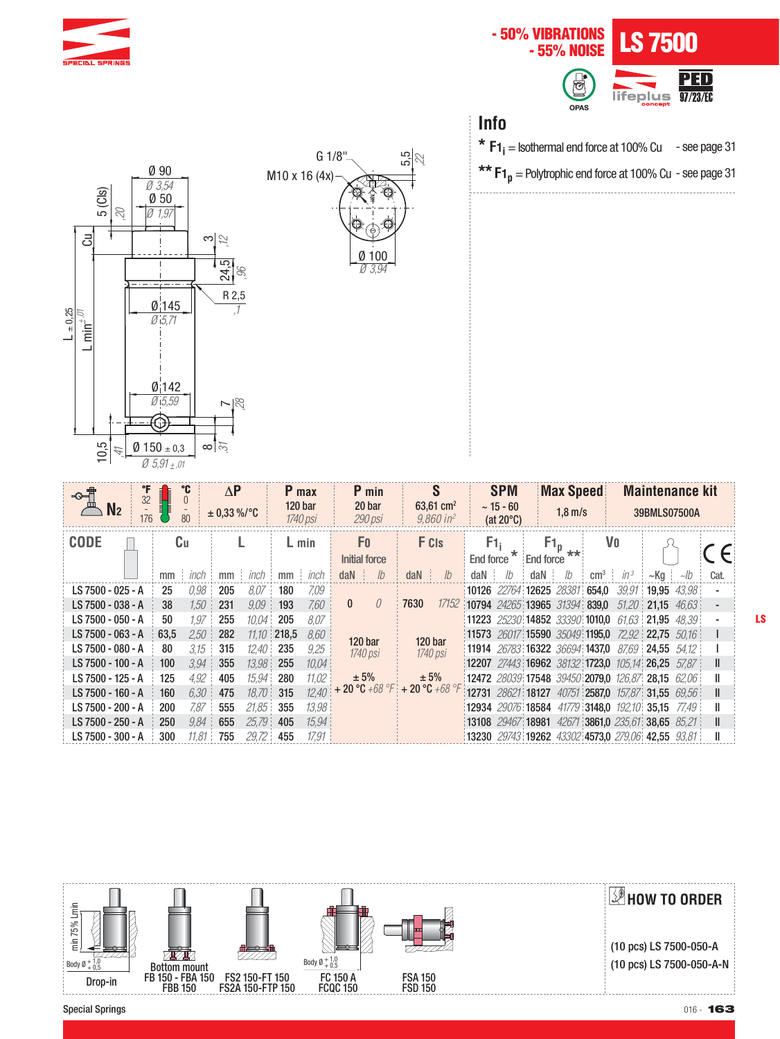**- 50% VIBRATIONS**
**- 55% NOISE**

# LS 7500

OPAS · lifeplus concept · PED 97/23/EC

## Info

\* $F1_i$ = Isothermal end force at 100% Cu - see page 31

\*\* $F1_p$ = Polytrophic end force at 100% Cu - see page 31

G 1/8" · M10 x 16 (4x) · 5,5 / ,22 · Ø 100 / Ø 3,94

Ø 90 / Ø 3,54 · Ø 50 / Ø 1,97 · 5 (Cls) / ,20 · Cu · 3 / ,12 · 24,5 / ,96 · R 2,5 / ,1 · Ø 145 / Ø 5,71 · Ø 142 / Ø 5,59 · 7 / ,28 · L ± 0,25 · L min $^{+,01}$ · 10,5 / ,41 · Ø 150 ± 0,3 / Ø 5,91 ±,01 · 8 / ,31

| N2 | °F 32 - 176 / °C 0 - 80 | ΔP | P max | P min | S | SPM | Max Speed | Maintenance kit |
|---|---|---|---|---|---|---|---|---|
| | | ± 0,33 %/°C | 120 bar / *1740 psi* | 20 bar / *290 psi* | 63,61 cm² / *9,860 in²* | ~ 15 - 60 (at 20°C) | 1,8 m/s | 39BMLS07500A |

| CODE | Cu mm | Cu inch | L mm | L inch | L min mm | L min inch | F0 Initial force daN | F0 lb | F Cls daN | F Cls lb | $F1_i$ End force * daN | $F1_i$ lb | $F1_p$ End force ** daN | $F1_p$ lb | V0 cm³ | V0 in³ | ~Kg | ~lb | Cat. |
|---|---|---|---|---|---|---|---|---|---|---|---|---|---|---|---|---|---|---|---|
| LS 7500 - 025 - A | 25 | *0,98* | 205 | *8,07* | 180 | *7,09* | 0 | *0* | 7630 | *17152* | 10126 | *22764* | 12625 | *28381* | 654,0 | *39,91* | 19,95 | *43,98* | - |
| LS 7500 - 038 - A | 38 | *1,50* | 231 | *9,09* | 193 | *7,60* | | | | | 10794 | *24265* | 13965 | *31394* | 839,0 | *51,20* | 21,15 | *46,63* | - |
| LS 7500 - 050 - A | 50 | *1,97* | 255 | *10,04* | 205 | *8,07* | | | | | 11223 | *25230* | 14852 | *33390* | 1010,0 | *61,63* | 21,95 | *48,39* | - |
| LS 7500 - 063 - A | 63,5 | *2,50* | 282 | *11,10* | 218,5 | *8,60* | 120 bar | *1740 psi* | 120 bar | *1740 psi* | 11573 | *26017* | 15590 | *35049* | 1195,0 | *72,92* | 22,75 | *50,16* | I |
| LS 7500 - 080 - A | 80 | *3,15* | 315 | *12,40* | 235 | *9,25* | | | | | 11914 | *26783* | 16322 | *36694* | 1437,0 | *87,69* | 24,55 | *54,12* | I |
| LS 7500 - 100 - A | 100 | *3,94* | 355 | *13,98* | 255 | *10,04* | ± 5% | | ± 5% | | 12207 | *27443* | 16962 | *38132* | 1723,0 | *105,14* | 26,25 | *57,87* | II |
| LS 7500 - 125 - A | 125 | *4,92* | 405 | *15,94* | 280 | *11,02* | + 20 °C | *+68 °F* | + 20 °C | *+68 °F* | 12472 | *28039* | 17548 | *39450* | 2079,0 | *126,87* | 28,15 | *62,06* | II |
| LS 7500 - 160 - A | 160 | *6,30* | 475 | *18,70* | 315 | *12,40* | | | | | 12731 | *28621* | 18127 | *40751* | 2587,0 | *157,87* | 31,55 | *69,56* | II |
| LS 7500 - 200 - A | 200 | *7,87* | 555 | *21,85* | 355 | *13,98* | | | | | 12934 | *29076* | 18584 | *41779* | 3148,0 | *192,10* | 35,15 | *77,49* | II |
| LS 7500 - 250 - A | 250 | *9,84* | 655 | *25,79* | 405 | *15,94* | | | | | 13108 | *29467* | 18981 | *42671* | 3861,0 | *235,61* | 38,65 | *85,21* | II |
| LS 7500 - 300 - A | 300 | *11,81* | 755 | *29,72* | 455 | *17,91* | | | | | 13230 | *29743* | 19262 | *43302* | 4573,0 | *279,06* | 42,55 | *93,81* | II |

LS

min 75% Lmin · Body Ø $^{+1,0}_{+0,5}$ · Drop-in

Bottom mount
FB 150 - FBA 150 · FBB 150

FS2 150-FT 150 · FS2A 150-FTP 150

Body Ø $^{+1,0}_{+0,5}$ · FC 150 A · FCQC 150

FSA 150 · FSD 150

### HOW TO ORDER

(10 pcs) LS 7500-050-A

(10 pcs) LS 7500-050-A-N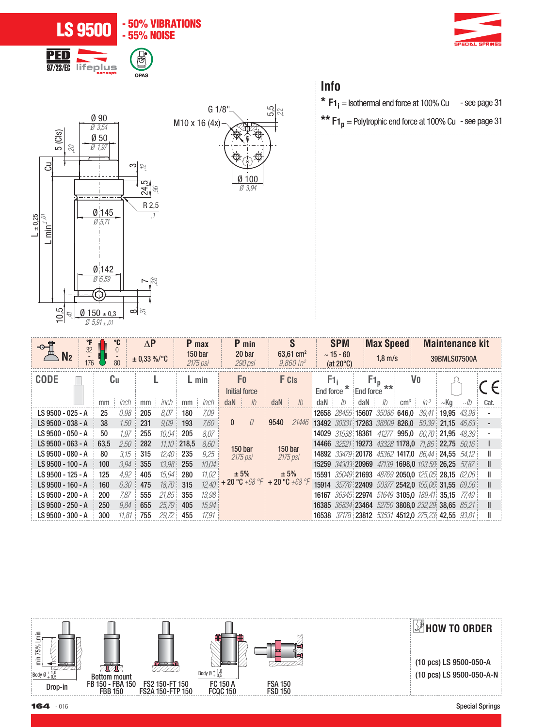# LS 9500

- 50% VIBRATIONS
- 55% NOISE

PED 97/23/EC · lifeplus concept · OPAS

## Info

\* $F1_i$ = Isothermal end force at 100% Cu - see page 31

\*\* $F1_p$ = Polytrophic end force at 100% Cu - see page 31

Ø 90 / Ø 3,54 · Ø 50 / Ø 1,97 · 5 (Cls) / ,20 · 3 / ,12 · 24,5 / ,96 · R 2,5 / ,1 · Ø 145 / Ø 5,71 · Ø 142 / Ø 5,59 · 7 / ,28 · 8 / ,31 · 10,5 / ,41 · Ø 150 ± 0,3 / Ø 5,91 ± ,01 · Cu · L ± 0,25 · L min ± ,01 · G 1/8" · M10 x 16 (4x) · 5,5 / ,22 · Ø 100 / Ø 3,94

| $N_2$ | °F 32 - 176 / °C 0 - 80 | ΔP ± 0,33 %/°C | P max 150 bar *2175 psi* | P min 20 bar *290 psi* | S 63,61 cm² *9,860 in²* | SPM ~ 15 - 60 (at 20°C) | Max Speed 1,8 m/s | Maintenance kit 39BMLS07500A |
|---|---|---|---|---|---|---|---|---|

| CODE | Cu mm | Cu *inch* | L mm | L *inch* | L min mm | L min *inch* | F0 Initial force daN | F0 *lb* | F Cls daN | F Cls *lb* | $F1_i$ End force * daN | $F1_i$ *lb* | $F1_p$ End force ** daN | $F1_p$ *lb* | V0 cm³ | V0 *in³* | ~Kg | *~lb* | Cat. |
|---|---|---|---|---|---|---|---|---|---|---|---|---|---|---|---|---|---|---|---|
| LS 9500 - 025 - A | 25 | *0,98* | 205 | *8,07* | 180 | *7,09* | 0 | *0* | 9540 | *21446* | 12658 | *28455* | 15607 | *35086* | 646,0 | *39,41* | 19,95 | *43,98* | - |
| LS 9500 - 038 - A | 38 | *1,50* | 231 | *9,09* | 193 | *7,60* | | | | | 13492 | *30331* | 17263 | *38809* | 826,0 | *50,39* | 21,15 | *46,63* | - |
| LS 9500 - 050 - A | 50 | *1,97* | 255 | *10,04* | 205 | *8,07* | | | | | 14029 | *31538* | 18361 | *41277* | 995,0 | *60,70* | 21,95 | *48,39* | - |
| LS 9500 - 063 - A | 63,5 | *2,50* | 282 | *11,10* | 218,5 | *8,60* | 150 bar | *2175 psi* | 150 bar | *2175 psi* | 14466 | *32521* | 19273 | *43328* | 1178,0 | *71,86* | 22,75 | *50,16* | I |
| LS 9500 - 080 - A | 80 | *3,15* | 315 | *12,40* | 235 | *9,25* | | | | | 14892 | *33479* | 20178 | *45362* | 1417,0 | *86,44* | 24,55 | *54,12* | II |
| LS 9500 - 100 - A | 100 | *3,94* | 355 | *13,98* | 255 | *10,04* | ± 5% | | ± 5% | | 15259 | *34303* | 20969 | *47139* | 1698,0 | *103,58* | 26,25 | *57,87* | II |
| LS 9500 - 125 - A | 125 | *4,92* | 405 | *15,94* | 280 | *11,02* | + 20 °C | *+68 °F* | + 20 °C | *+68 °F* | 15591 | *35049* | 21693 | *48769* | 2050,0 | *125,05* | 28,15 | *62,06* | II |
| LS 9500 - 160 - A | 160 | *6,30* | 475 | *18,70* | 315 | *12,40* | | | | | 15914 | *35776* | 22409 | *50377* | 2542,0 | *155,06* | 31,55 | *69,56* | II |
| LS 9500 - 200 - A | 200 | *7,87* | 555 | *21,85* | 355 | *13,98* | | | | | 16167 | *36345* | 22974 | *51649* | 3105,0 | *189,41* | 35,15 | *77,49* | II |
| LS 9500 - 250 - A | 250 | *9,84* | 655 | *25,79* | 405 | *15,94* | | | | | 16385 | *36834* | 23464 | *52750* | 3808,0 | *232,29* | 38,65 | *85,21* | II |
| LS 9500 - 300 - A | 300 | *11,81* | 755 | *29,72* | 455 | *17,91* | | | | | 16538 | *37178* | 23812 | *53531* | 4512,0 | *275,23* | 42,55 | *93,81* | II |

min 75% Lmin · Body Ø $^{+1,0}_{+0,5}$

Drop-in

Bottom mount FB 150 - FBA 150 FBB 150

FS2 150-FT 150 FS2A 150-FTP 150

Body Ø $^{+1,0}_{+0,5}$ FC 150 A FCQC 150

FSA 150 FSD 150

## HOW TO ORDER

(10 pcs) LS 9500-050-A

(10 pcs) LS 9500-050-A-N

164 - 016 · Special Springs